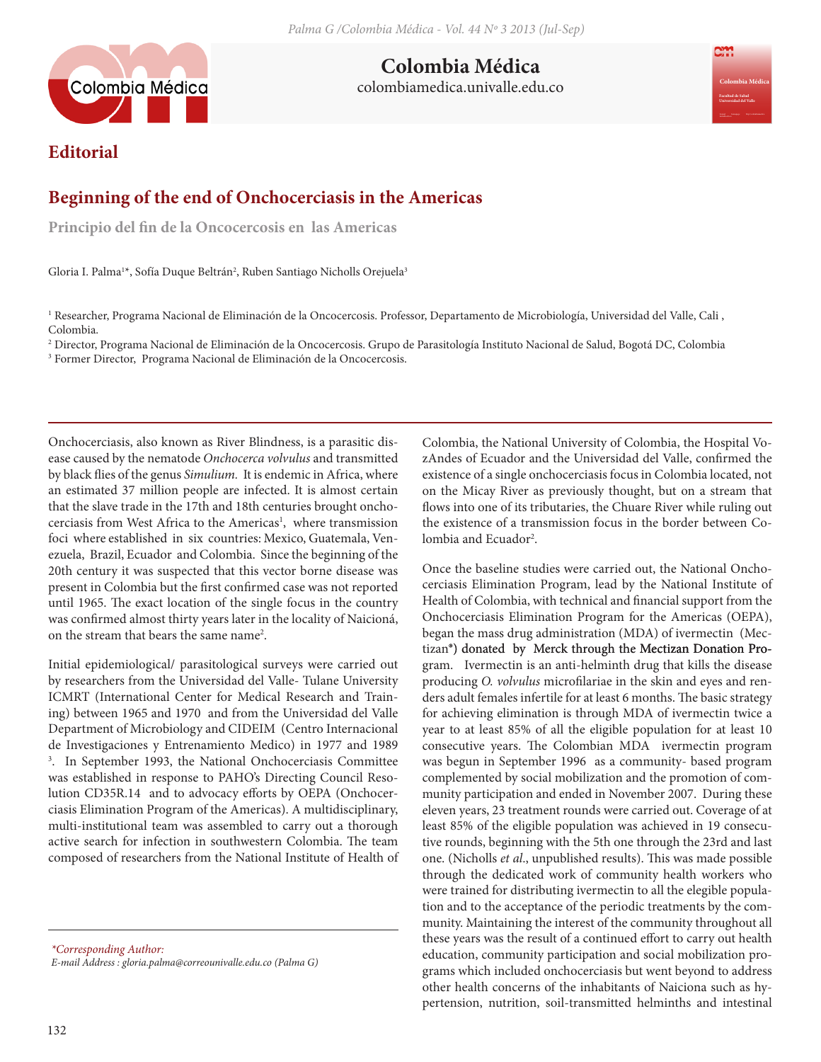## Editorial

# Beginning of the end of Onchocerciasis in the Americas

### Principio del fin de la Oncocercosis en las Americas

Gloria I. Palma[1*], Sofía Duque Beltrán[2], Ruben Santiago Nicholls Orejuela[3]

[1] Researcher, Programa Nacional de Eliminación de la Oncocercosis. Professor, Departamento de Microbiología, Universidad del Valle, Cali , Colombia.

[2] Director, Programa Nacional de Eliminación de la Oncocercosis. Grupo de Parasitología Instituto Nacional de Salud, Bogotá DC, Colombia

[3] Former Director, Programa Nacional de Eliminación de la Oncocercosis.

Onchocerciasis, also known as River Blindness, is a parasitic disease caused by the nematode *Onchocerca volvulus* and transmitted by black flies of the genus *Simulium*. It is endemic in Africa, where an estimated 37 million people are infected. It is almost certain that the slave trade in the 17th and 18th centuries brought onchocerciasis from West Africa to the Americas[1], where transmission foci where established in six countries: Mexico, Guatemala, Venezuela, Brazil, Ecuador and Colombia. Since the beginning of the 20th century it was suspected that this vector borne disease was present in Colombia but the first confirmed case was not reported until 1965. The exact location of the single focus in the country was confirmed almost thirty years later in the locality of Naicioná, on the stream that bears the same name[2].

Initial epidemiological/ parasitological surveys were carried out by researchers from the Universidad del Valle- Tulane University ICMRT (International Center for Medical Research and Training) between 1965 and 1970 and from the Universidad del Valle Department of Microbiology and CIDEIM (Centro Internacional de Investigaciones y Entrenamiento Medico) in 1977 and 1989 [3]. In September 1993, the National Onchocerciasis Committee was established in response to PAHO's Directing Council Resolution CD35R.14 and to advocacy efforts by OEPA (Onchocerciasis Elimination Program of the Americas). A multidisciplinary, multi-institutional team was assembled to carry out a thorough active search for infection in southwestern Colombia. The team composed of researchers from the National Institute of Health of Colombia, the National University of Colombia, the Hospital VozAndes of Ecuador and the Universidad del Valle, confirmed the existence of a single onchocerciasis focus in Colombia located, not on the Micay River as previously thought, but on a stream that flows into one of its tributaries, the Chuare River while ruling out the existence of a transmission focus in the border between Colombia and Ecuador[2].

Once the baseline studies were carried out, the National Onchocerciasis Elimination Program, lead by the National Institute of Health of Colombia, with technical and financial support from the Onchocerciasis Elimination Program for the Americas (OEPA), began the mass drug administration (MDA) of ivermectin (Mectizan®) donated by Merck through the Mectizan Donation Program. Ivermectin is an anti-helminth drug that kills the disease producing *O. volvulus* microfilariae in the skin and eyes and renders adult females infertile for at least 6 months. The basic strategy for achieving elimination is through MDA of ivermectin twice a year to at least 85% of all the eligible population for at least 10 consecutive years. The Colombian MDA ivermectin program was begun in September 1996 as a community- based program complemented by social mobilization and the promotion of community participation and ended in November 2007. During these eleven years, 23 treatment rounds were carried out. Coverage of at least 85% of the eligible population was achieved in 19 consecutive rounds, beginning with the 5th one through the 23rd and last one. (Nicholls *et al*., unpublished results). This was made possible through the dedicated work of community health workers who were trained for distributing ivermectin to all the elegible population and to the acceptance of the periodic treatments by the community. Maintaining the interest of the community throughout all these years was the result of a continued effort to carry out health education, community participation and social mobilization programs which included onchocerciasis but went beyond to address other health concerns of the inhabitants of Naiciona such as hypertension, nutrition, soil-transmitted helminths and intestinal

*Corresponding Author:*
*E-mail Address : gloria.palma@correounivalle.edu.co (Palma G)*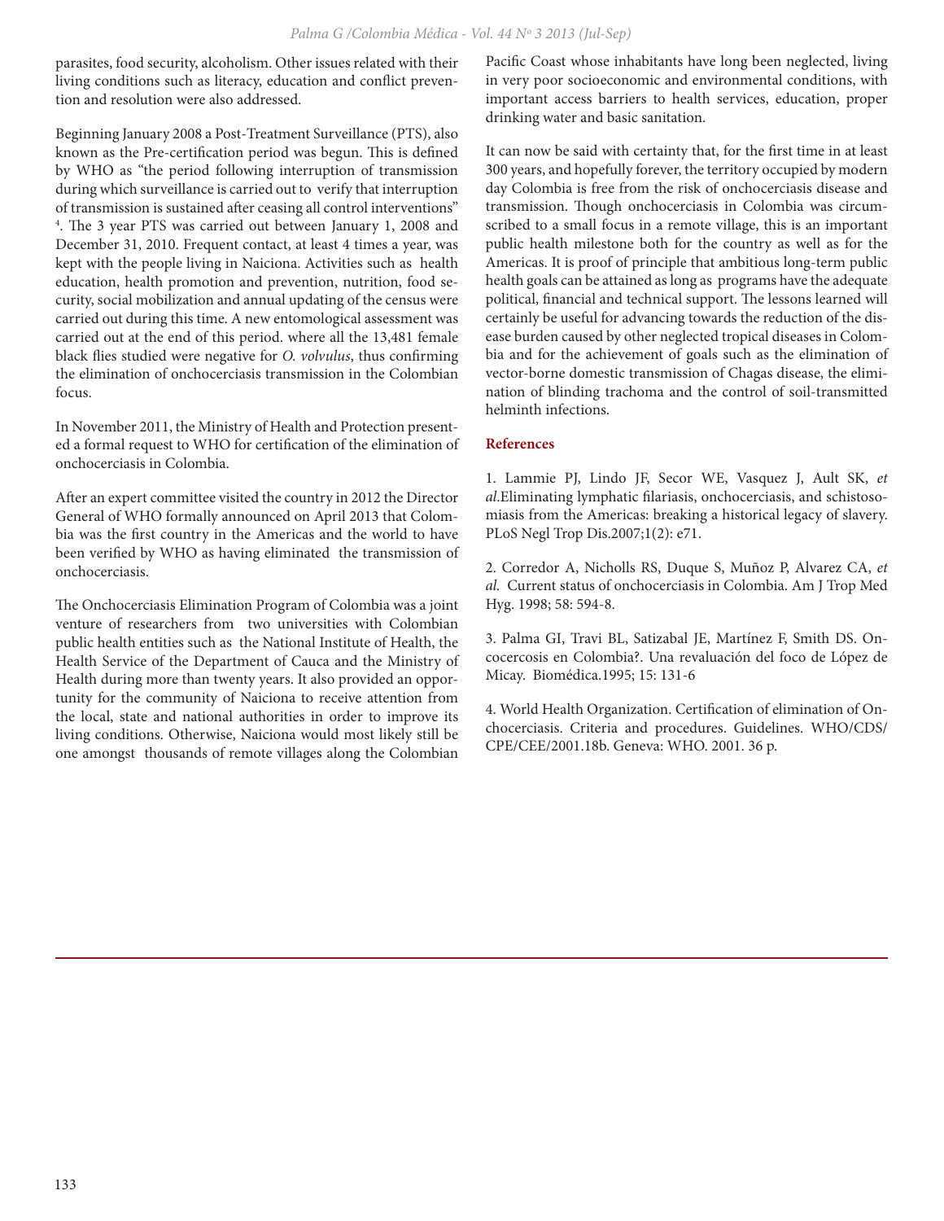parasites, food security, alcoholism. Other issues related with their living conditions such as literacy, education and conflict prevention and resolution were also addressed.

Beginning January 2008 a Post-Treatment Surveillance (PTS), also known as the Pre-certification period was begun. This is defined by WHO as "the period following interruption of transmission during which surveillance is carried out to verify that interruption of transmission is sustained after ceasing all control interventions" [4]. The 3 year PTS was carried out between January 1, 2008 and December 31, 2010. Frequent contact, at least 4 times a year, was kept with the people living in Naiciona. Activities such as health education, health promotion and prevention, nutrition, food security, social mobilization and annual updating of the census were carried out during this time. A new entomological assessment was carried out at the end of this period. where all the 13,481 female black flies studied were negative for *O. volvulus*, thus confirming the elimination of onchocerciasis transmission in the Colombian focus.

In November 2011, the Ministry of Health and Protection presented a formal request to WHO for certification of the elimination of onchocerciasis in Colombia.

After an expert committee visited the country in 2012 the Director General of WHO formally announced on April 2013 that Colombia was the first country in the Americas and the world to have been verified by WHO as having eliminated the transmission of onchocerciasis.

The Onchocerciasis Elimination Program of Colombia was a joint venture of researchers from two universities with Colombian public health entities such as the National Institute of Health, the Health Service of the Department of Cauca and the Ministry of Health during more than twenty years. It also provided an opportunity for the community of Naiciona to receive attention from the local, state and national authorities in order to improve its living conditions. Otherwise, Naiciona would most likely still be one amongst thousands of remote villages along the Colombian Pacific Coast whose inhabitants have long been neglected, living in very poor socioeconomic and environmental conditions, with important access barriers to health services, education, proper drinking water and basic sanitation.

It can now be said with certainty that, for the first time in at least 300 years, and hopefully forever, the territory occupied by modern day Colombia is free from the risk of onchocerciasis disease and transmission. Though onchocerciasis in Colombia was circumscribed to a small focus in a remote village, this is an important public health milestone both for the country as well as for the Americas. It is proof of principle that ambitious long-term public health goals can be attained as long as programs have the adequate political, financial and technical support. The lessons learned will certainly be useful for advancing towards the reduction of the disease burden caused by other neglected tropical diseases in Colombia and for the achievement of goals such as the elimination of vector-borne domestic transmission of Chagas disease, the elimination of blinding trachoma and the control of soil-transmitted helminth infections.

## References

1. Lammie PJ, Lindo JF, Secor WE, Vasquez J, Ault SK, *et al.*Eliminating lymphatic filariasis, onchocerciasis, and schistosomiasis from the Americas: breaking a historical legacy of slavery. PLoS Negl Trop Dis.2007;1(2): e71.

2. Corredor A, Nicholls RS, Duque S, Muñoz P, Alvarez CA, *et al.* Current status of onchocerciasis in Colombia. Am J Trop Med Hyg. 1998; 58: 594-8.

3. Palma GI, Travi BL, Satizabal JE, Martínez F, Smith DS. Oncocercosis en Colombia?. Una revaluación del foco de López de Micay. Biomédica.1995; 15: 131-6

4. World Health Organization. Certification of elimination of Onchocerciasis. Criteria and procedures. Guidelines. WHO/CDS/CPE/CEE/2001.18b. Geneva: WHO. 2001. 36 p.